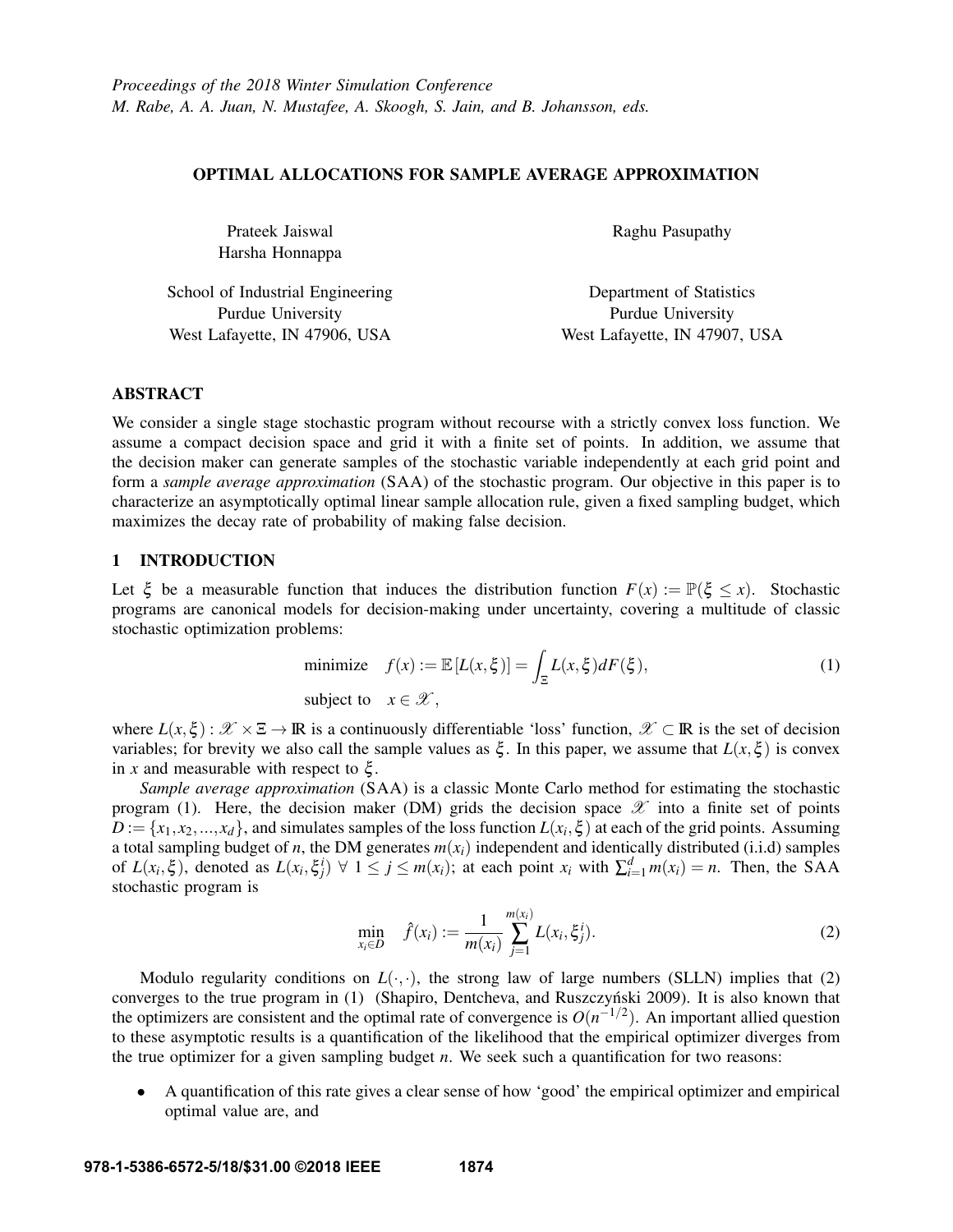# OPTIMAL ALLOCATIONS FOR SAMPLE AVERAGE APPROXIMATION

Prateek Jaiswal
Harsha Honnappa

School of Industrial Engineering
Purdue University
West Lafayette, IN 47906, USA

Raghu Pasupathy

Department of Statistics
Purdue University
West Lafayette, IN 47907, USA

## ABSTRACT

We consider a single stage stochastic program without recourse with a strictly convex loss function. We assume a compact decision space and grid it with a finite set of points. In addition, we assume that the decision maker can generate samples of the stochastic variable independently at each grid point and form a *sample average approximation* (SAA) of the stochastic program. Our objective in this paper is to characterize an asymptotically optimal linear sample allocation rule, given a fixed sampling budget, which maximizes the decay rate of probability of making false decision.

## 1 INTRODUCTION

Let $\xi$ be a measurable function that induces the distribution function $F(x) := \mathbb{P}(\xi \leq x)$. Stochastic programs are canonical models for decision-making under uncertainty, covering a multitude of classic stochastic optimization problems:

$$\begin{aligned} \text{minimize} \quad & f(x) := \mathbb{E}[L(x,\xi)] = \int_{\Xi} L(x,\xi) dF(\xi), \\ \text{subject to} \quad & x \in \mathscr{X}, \end{aligned} \tag{1}$$

where $L(x,\xi) : \mathscr{X} \times \Xi \to \mathbb{R}$ is a continuously differentiable 'loss' function, $\mathscr{X} \subset \mathbb{R}$ is the set of decision variables; for brevity we also call the sample values as $\xi$. In this paper, we assume that $L(x,\xi)$ is convex in $x$ and measurable with respect to $\xi$.

*Sample average approximation* (SAA) is a classic Monte Carlo method for estimating the stochastic program (1). Here, the decision maker (DM) grids the decision space $\mathscr{X}$ into a finite set of points $D := \{x_1, x_2, ..., x_d\}$, and simulates samples of the loss function $L(x_i, \xi)$ at each of the grid points. Assuming a total sampling budget of $n$, the DM generates $m(x_i)$ independent and identically distributed (i.i.d) samples of $L(x_i, \xi)$, denoted as $L(x_i, \xi_j^i)\ \forall\ 1 \leq j \leq m(x_i)$; at each point $x_i$ with $\sum_{i=1}^{d} m(x_i) = n$. Then, the SAA stochastic program is

$$\min_{x_i \in D} \quad \hat{f}(x_i) := \frac{1}{m(x_i)} \sum_{j=1}^{m(x_i)} L(x_i, \xi_j^i). \tag{2}$$

Modulo regularity conditions on $L(\cdot,\cdot)$, the strong law of large numbers (SLLN) implies that (2) converges to the true program in (1) (Shapiro, Dentcheva, and Ruszczyński 2009). It is also known that the optimizers are consistent and the optimal rate of convergence is $O(n^{-1/2})$. An important allied question to these asymptotic results is a quantification of the likelihood that the empirical optimizer diverges from the true optimizer for a given sampling budget $n$. We seek such a quantification for two reasons:

- A quantification of this rate gives a clear sense of how 'good' the empirical optimizer and empirical optimal value are, and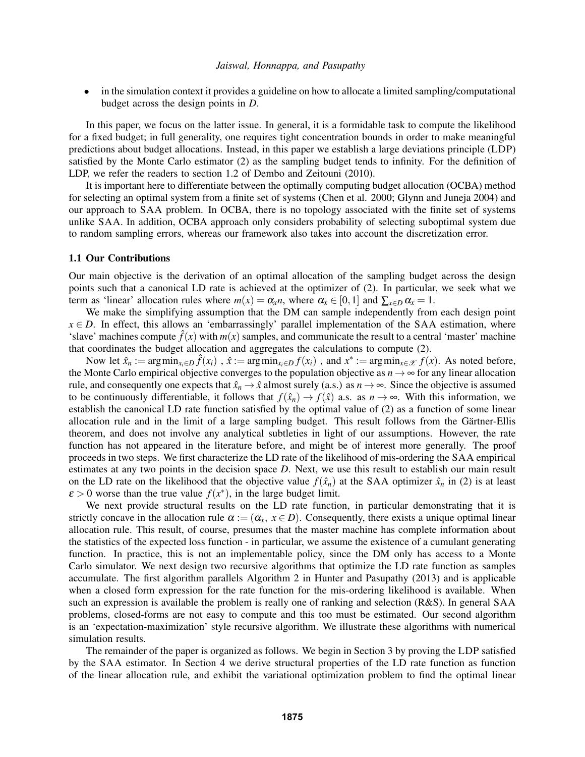- in the simulation context it provides a guideline on how to allocate a limited sampling/computational budget across the design points in $D$.

In this paper, we focus on the latter issue. In general, it is a formidable task to compute the likelihood for a fixed budget; in full generality, one requires tight concentration bounds in order to make meaningful predictions about budget allocations. Instead, in this paper we establish a large deviations principle (LDP) satisfied by the Monte Carlo estimator (2) as the sampling budget tends to infinity. For the definition of LDP, we refer the readers to section 1.2 of Dembo and Zeitouni (2010).

It is important here to differentiate between the optimally computing budget allocation (OCBA) method for selecting an optimal system from a finite set of systems (Chen et al. 2000; Glynn and Juneja 2004) and our approach to SAA problem. In OCBA, there is no topology associated with the finite set of systems unlike SAA. In addition, OCBA approach only considers probability of selecting suboptimal system due to random sampling errors, whereas our framework also takes into account the discretization error.

### 1.1 Our Contributions

Our main objective is the derivation of an optimal allocation of the sampling budget across the design points such that a canonical LD rate is achieved at the optimizer of (2). In particular, we seek what we term as 'linear' allocation rules where $m(x) = \alpha_x n$, where $\alpha_x \in [0,1]$ and $\sum_{x \in D} \alpha_x = 1$.

We make the simplifying assumption that the DM can sample independently from each design point $x \in D$. In effect, this allows an 'embarrassingly' parallel implementation of the SAA estimation, where 'slave' machines compute $\hat{f}(x)$ with $m(x)$ samples, and communicate the result to a central 'master' machine that coordinates the budget allocation and aggregates the calculations to compute (2).

Now let $\hat{x}_n := \arg\min_{x_i \in D} \hat{f}(x_i)$ , $\hat{x} := \arg\min_{x_i \in D} f(x_i)$ , and $x^* := \arg\min_{x \in \mathscr{X}} f(x)$. As noted before, the Monte Carlo empirical objective converges to the population objective as $n \to \infty$ for any linear allocation rule, and consequently one expects that $\hat{x}_n \to \hat{x}$ almost surely (a.s.) as $n \to \infty$. Since the objective is assumed to be continuously differentiable, it follows that $f(\hat{x}_n) \to f(\hat{x})$ a.s. as $n \to \infty$. With this information, we establish the canonical LD rate function satisfied by the optimal value of (2) as a function of some linear allocation rule and in the limit of a large sampling budget. This result follows from the Gärtner-Ellis theorem, and does not involve any analytical subtleties in light of our assumptions. However, the rate function has not appeared in the literature before, and might be of interest more generally. The proof proceeds in two steps. We first characterize the LD rate of the likelihood of mis-ordering the SAA empirical estimates at any two points in the decision space $D$. Next, we use this result to establish our main result on the LD rate on the likelihood that the objective value $f(\hat{x}_n)$ at the SAA optimizer $\hat{x}_n$ in (2) is at least $\varepsilon > 0$ worse than the true value $f(x^*)$, in the large budget limit.

We next provide structural results on the LD rate function, in particular demonstrating that it is strictly concave in the allocation rule $\alpha := (\alpha_x,\ x \in D)$. Consequently, there exists a unique optimal linear allocation rule. This result, of course, presumes that the master machine has complete information about the statistics of the expected loss function - in particular, we assume the existence of a cumulant generating function. In practice, this is not an implementable policy, since the DM only has access to a Monte Carlo simulator. We next design two recursive algorithms that optimize the LD rate function as samples accumulate. The first algorithm parallels Algorithm 2 in Hunter and Pasupathy (2013) and is applicable when a closed form expression for the rate function for the mis-ordering likelihood is available. When such an expression is available the problem is really one of ranking and selection (R&S). In general SAA problems, closed-forms are not easy to compute and this too must be estimated. Our second algorithm is an 'expectation-maximization' style recursive algorithm. We illustrate these algorithms with numerical simulation results.

The remainder of the paper is organized as follows. We begin in Section 3 by proving the LDP satisfied by the SAA estimator. In Section 4 we derive structural properties of the LD rate function as function of the linear allocation rule, and exhibit the variational optimization problem to find the optimal linear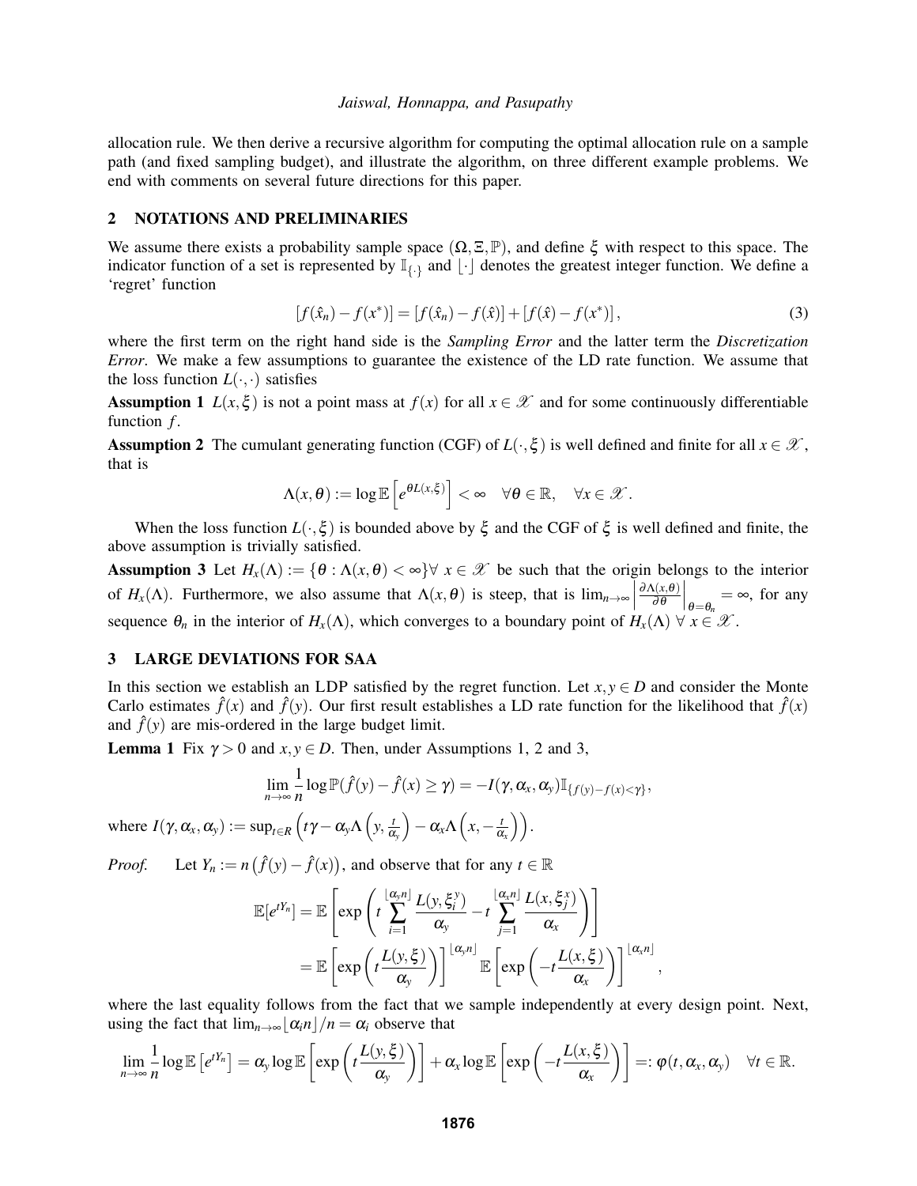allocation rule. We then derive a recursive algorithm for computing the optimal allocation rule on a sample path (and fixed sampling budget), and illustrate the algorithm, on three different example problems. We end with comments on several future directions for this paper.

## 2 NOTATIONS AND PRELIMINARIES

We assume there exists a probability sample space $(\Omega, \Xi, \mathbb{P})$, and define $\xi$ with respect to this space. The indicator function of a set is represented by $\mathbb{I}_{\{\cdot\}}$ and $\lfloor \cdot \rfloor$ denotes the greatest integer function. We define a 'regret' function

$$[f(\hat{x}_n) - f(x^*)] = [f(\hat{x}_n) - f(\hat{x})] + [f(\hat{x}) - f(x^*)], \tag{3}$$

where the first term on the right hand side is the *Sampling Error* and the latter term the *Discretization Error*. We make a few assumptions to guarantee the existence of the LD rate function. We assume that the loss function $L(\cdot,\cdot)$ satisfies

**Assumption 1** $L(x,\xi)$ is not a point mass at $f(x)$ for all $x \in \mathscr{X}$ and for some continuously differentiable function $f$.

**Assumption 2** The cumulant generating function (CGF) of $L(\cdot,\xi)$ is well defined and finite for all $x \in \mathscr{X}$, that is

$$\Lambda(x,\theta) := \log \mathbb{E}\left[e^{\theta L(x,\xi)}\right] < \infty \quad \forall \theta \in \mathbb{R}, \quad \forall x \in \mathscr{X}.$$

When the loss function $L(\cdot,\xi)$ is bounded above by $\xi$ and the CGF of $\xi$ is well defined and finite, the above assumption is trivially satisfied.

**Assumption 3** Let $H_x(\Lambda) := \{\theta : \Lambda(x,\theta) < \infty\} \forall\ x \in \mathscr{X}$ be such that the origin belongs to the interior of $H_x(\Lambda)$. Furthermore, we also assume that $\Lambda(x,\theta)$ is steep, that is $\lim_{n\to\infty}\left|\frac{\partial \Lambda(x,\theta)}{\partial \theta}\right|_{\theta=\theta_n} = \infty$, for any sequence $\theta_n$ in the interior of $H_x(\Lambda)$, which converges to a boundary point of $H_x(\Lambda)$ $\forall\ x \in \mathscr{X}$.

## 3 LARGE DEVIATIONS FOR SAA

In this section we establish an LDP satisfied by the regret function. Let $x,y \in D$ and consider the Monte Carlo estimates $\hat{f}(x)$ and $\hat{f}(y)$. Our first result establishes a LD rate function for the likelihood that $\hat{f}(x)$ and $\hat{f}(y)$ are mis-ordered in the large budget limit.

**Lemma 1** Fix $\gamma > 0$ and $x,y \in D$. Then, under Assumptions 1, 2 and 3,

$$\lim_{n\to\infty} \frac{1}{n} \log \mathbb{P}(\hat{f}(y) - \hat{f}(x) \geq \gamma) = -I(\gamma, \alpha_x, \alpha_y)\mathbb{I}_{\{f(y)-f(x)<\gamma\}},$$

where $I(\gamma,\alpha_x,\alpha_y) := \sup_{t\in R}\left(t\gamma - \alpha_y\Lambda\left(y, \frac{t}{\alpha_y}\right) - \alpha_x\Lambda\left(x, -\frac{t}{\alpha_x}\right)\right)$.

*Proof.* Let $Y_n := n\left(\hat{f}(y) - \hat{f}(x)\right)$, and observe that for any $t \in \mathbb{R}$

$$\begin{aligned}
\mathbb{E}[e^{tY_n}] &= \mathbb{E}\left[\exp\left(t\sum_{i=1}^{\lfloor \alpha_y n \rfloor} \frac{L(y,\xi_i^y)}{\alpha_y} - t\sum_{j=1}^{\lfloor \alpha_x n \rfloor} \frac{L(x,\xi_j^x)}{\alpha_x}\right)\right] \\
&= \mathbb{E}\left[\exp\left(t\frac{L(y,\xi)}{\alpha_y}\right)\right]^{\lfloor \alpha_y n \rfloor} \mathbb{E}\left[\exp\left(-t\frac{L(x,\xi)}{\alpha_x}\right)\right]^{\lfloor \alpha_x n \rfloor},
\end{aligned}$$

where the last equality follows from the fact that we sample independently at every design point. Next, using the fact that $\lim_{n\to\infty}\lfloor \alpha_i n \rfloor / n = \alpha_i$ observe that

$$\lim_{n\to\infty}\frac{1}{n}\log\mathbb{E}\left[e^{tY_n}\right] = \alpha_y \log\mathbb{E}\left[\exp\left(t\frac{L(y,\xi)}{\alpha_y}\right)\right] + \alpha_x\log\mathbb{E}\left[\exp\left(-t\frac{L(x,\xi)}{\alpha_x}\right)\right] =: \varphi(t,\alpha_x,\alpha_y) \quad \forall t \in \mathbb{R}.$$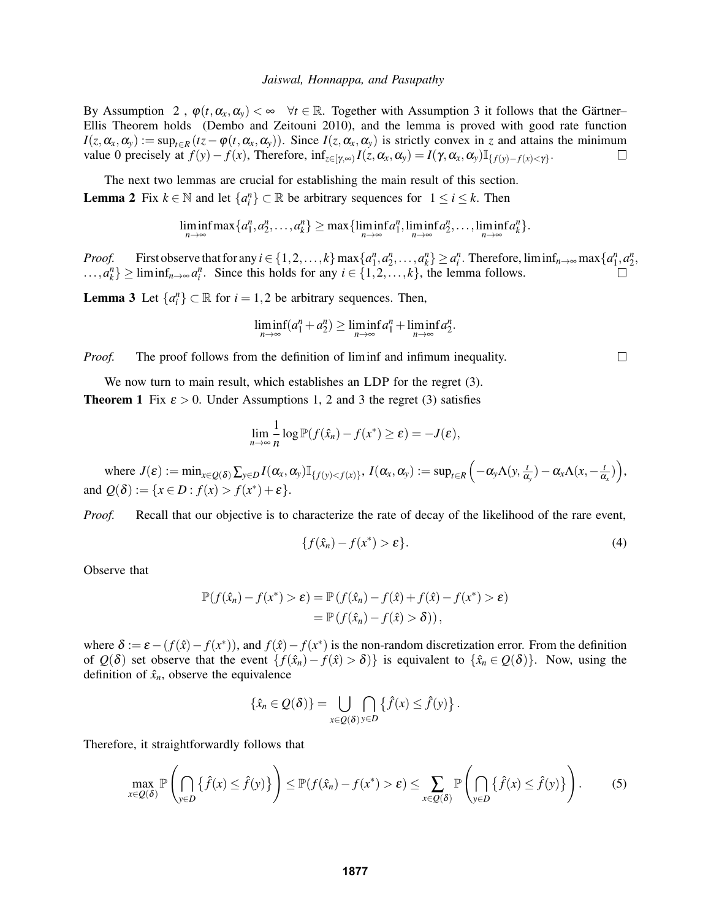By Assumption 2, $\varphi(t, \alpha_x, \alpha_y) < \infty \quad \forall t \in \mathbb{R}$. Together with Assumption 3 it follows that the Gärtner–Ellis Theorem holds (Dembo and Zeitouni 2010), and the lemma is proved with good rate function $I(z, \alpha_x, \alpha_y) := \sup_{t \in R}(tz - \varphi(t, \alpha_x, \alpha_y))$. Since $I(z, \alpha_x, \alpha_y)$ is strictly convex in $z$ and attains the minimum value 0 precisely at $f(y) - f(x)$, Therefore, $\inf_{z \in [\gamma, \infty)} I(z, \alpha_x, \alpha_y) = I(\gamma, \alpha_x, \alpha_y)\mathbb{I}_{\{f(y) - f(x) < \gamma\}}$. $\square$

The next two lemmas are crucial for establishing the main result of this section.

**Lemma 2** Fix $k \in \mathbb{N}$ and let $\{a_i^n\} \subset \mathbb{R}$ be arbitrary sequences for $1 \leq i \leq k$. Then

$$\liminf_{n \to \infty} \max\{a_1^n, a_2^n, \ldots, a_k^n\} \geq \max\{\liminf_{n \to \infty} a_1^n, \liminf_{n \to \infty} a_2^n, \ldots, \liminf_{n \to \infty} a_k^n\}.$$

*Proof.* First observe that for any $i \in \{1, 2, \ldots, k\}$ $\max\{a_1^n, a_2^n, \ldots, a_k^n\} \geq a_i^n$. Therefore, $\liminf_{n \to \infty} \max\{a_1^n, a_2^n, \ldots, a_k^n\} \geq \liminf_{n \to \infty} a_i^n$. Since this holds for any $i \in \{1, 2, \ldots, k\}$, the lemma follows. $\square$

**Lemma 3** Let $\{a_i^n\} \subset \mathbb{R}$ for $i = 1, 2$ be arbitrary sequences. Then,

$$\liminf_{n \to \infty}(a_1^n + a_2^n) \geq \liminf_{n \to \infty} a_1^n + \liminf_{n \to \infty} a_2^n.$$

*Proof.* The proof follows from the definition of lim inf and infimum inequality. $\square$

We now turn to main result, which establishes an LDP for the regret (3).

**Theorem 1** Fix $\varepsilon > 0$. Under Assumptions 1, 2 and 3 the regret (3) satisfies

$$\lim_{n \to \infty} \frac{1}{n} \log \mathbb{P}(f(\hat{x}_n) - f(x^*) \geq \varepsilon) = -J(\varepsilon),$$

where $J(\varepsilon) := \min_{x \in Q(\delta)} \sum_{y \in D} I(\alpha_x, \alpha_y)\mathbb{I}_{\{f(y) < f(x)\}}$, $I(\alpha_x, \alpha_y) := \sup_{t \in R}\left(-\alpha_y \Lambda(y, \frac{t}{\alpha_y}) - \alpha_x \Lambda(x, -\frac{t}{\alpha_x})\right)$, and $Q(\delta) := \{x \in D : f(x) > f(x^*) + \varepsilon\}$.

*Proof.* Recall that our objective is to characterize the rate of decay of the likelihood of the rare event,

$$\{f(\hat{x}_n) - f(x^*) > \varepsilon\}. \tag{4}$$

Observe that

$$\begin{aligned}
\mathbb{P}(f(\hat{x}_n) - f(x^*) > \varepsilon) &= \mathbb{P}(f(\hat{x}_n) - f(\hat{x}) + f(\hat{x}) - f(x^*) > \varepsilon) \\
&= \mathbb{P}(f(\hat{x}_n) - f(\hat{x}) > \delta)),
\end{aligned}$$

where $\delta := \varepsilon - (f(\hat{x}) - f(x^*))$, and $f(\hat{x}) - f(x^*)$ is the non-random discretization error. From the definition of $Q(\delta)$ set observe that the event $\{f(\hat{x}_n) - f(\hat{x}) > \delta)\}$ is equivalent to $\{\hat{x}_n \in Q(\delta)\}$. Now, using the definition of $\hat{x}_n$, observe the equivalence

$$\{\hat{x}_n \in Q(\delta)\} = \bigcup_{x \in Q(\delta)} \bigcap_{y \in D} \left\{\hat{f}(x) \leq \hat{f}(y)\right\}.$$

Therefore, it straightforwardly follows that

$$\max_{x \in Q(\delta)} \mathbb{P}\left(\bigcap_{y \in D} \left\{\hat{f}(x) \leq \hat{f}(y)\right\}\right) \leq \mathbb{P}(f(\hat{x}_n) - f(x^*) > \varepsilon) \leq \sum_{x \in Q(\delta)} \mathbb{P}\left(\bigcap_{y \in D} \left\{\hat{f}(x) \leq \hat{f}(y)\right\}\right). \tag{5}$$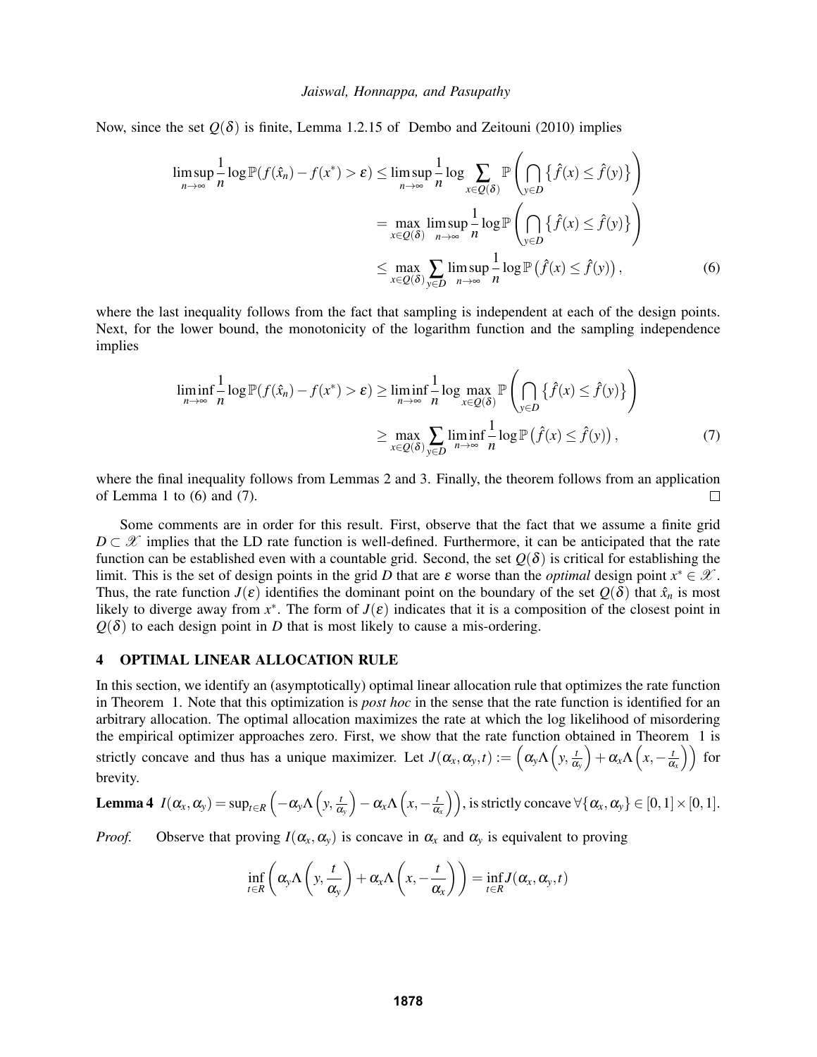Now, since the set $Q(\delta)$ is finite, Lemma 1.2.15 of Dembo and Zeitouni (2010) implies

$$
\begin{aligned}
\limsup_{n\to\infty} \frac{1}{n} \log \mathbb{P}(f(\hat{x}_n) - f(x^*) > \varepsilon) &\leq \limsup_{n\to\infty} \frac{1}{n} \log \sum_{x \in Q(\delta)} \mathbb{P}\left( \bigcap_{y\in D} \left\{ \hat{f}(x) \leq \hat{f}(y) \right\} \right) \\
&= \max_{x\in Q(\delta)} \limsup_{n\to\infty} \frac{1}{n} \log \mathbb{P}\left( \bigcap_{y\in D} \left\{ \hat{f}(x) \leq \hat{f}(y) \right\} \right) \\
&\leq \max_{x\in Q(\delta)} \sum_{y\in D} \limsup_{n\to\infty} \frac{1}{n} \log \mathbb{P}\left( \hat{f}(x) \leq \hat{f}(y) \right), \qquad (6)
\end{aligned}
$$

where the last inequality follows from the fact that sampling is independent at each of the design points. Next, for the lower bound, the monotonicity of the logarithm function and the sampling independence implies

$$
\begin{aligned}
\liminf_{n\to\infty} \frac{1}{n} \log \mathbb{P}(f(\hat{x}_n) - f(x^*) > \varepsilon) &\geq \liminf_{n\to\infty} \frac{1}{n} \log \max_{x \in Q(\delta)} \mathbb{P}\left( \bigcap_{y\in D} \left\{ \hat{f}(x) \leq \hat{f}(y) \right\} \right) \\
&\geq \max_{x\in Q(\delta)} \sum_{y\in D} \liminf_{n\to\infty} \frac{1}{n} \log \mathbb{P}\left( \hat{f}(x) \leq \hat{f}(y) \right), \qquad (7)
\end{aligned}
$$

where the final inequality follows from Lemmas 2 and 3. Finally, the theorem follows from an application of Lemma 1 to (6) and (7). $\square$

Some comments are in order for this result. First, observe that the fact that we assume a finite grid $D \subset \mathscr{X}$ implies that the LD rate function is well-defined. Furthermore, it can be anticipated that the rate function can be established even with a countable grid. Second, the set $Q(\delta)$ is critical for establishing the limit. This is the set of design points in the grid $D$ that are $\varepsilon$ worse than the *optimal* design point $x^* \in \mathscr{X}$. Thus, the rate function $J(\varepsilon)$ identifies the dominant point on the boundary of the set $Q(\delta)$ that $\hat{x}_n$ is most likely to diverge away from $x^*$. The form of $J(\varepsilon)$ indicates that it is a composition of the closest point in $Q(\delta)$ to each design point in $D$ that is most likely to cause a mis-ordering.

## 4 OPTIMAL LINEAR ALLOCATION RULE

In this section, we identify an (asymptotically) optimal linear allocation rule that optimizes the rate function in Theorem 1. Note that this optimization is *post hoc* in the sense that the rate function is identified for an arbitrary allocation. The optimal allocation maximizes the rate at which the log likelihood of misordering the empirical optimizer approaches zero. First, we show that the rate function obtained in Theorem 1 is strictly concave and thus has a unique maximizer. Let $J(\alpha_x, \alpha_y, t) := \left( \alpha_y \Lambda\left(y, \frac{t}{\alpha_y}\right) + \alpha_x \Lambda\left(x, -\frac{t}{\alpha_x}\right) \right)$ for brevity.

**Lemma 4** $I(\alpha_x, \alpha_y) = \sup_{t\in R} \left( -\alpha_y \Lambda\left(y, \frac{t}{\alpha_y}\right) - \alpha_x \Lambda\left(x, -\frac{t}{\alpha_x}\right) \right)$, is strictly concave $\forall \{\alpha_x, \alpha_y\} \in [0,1] \times [0,1]$.

*Proof.* Observe that proving $I(\alpha_x, \alpha_y)$ is concave in $\alpha_x$ and $\alpha_y$ is equivalent to proving

$$
\inf_{t\in R} \left( \alpha_y \Lambda\left(y, \frac{t}{\alpha_y}\right) + \alpha_x \Lambda\left(x, -\frac{t}{\alpha_x}\right) \right) = \inf_{t\in R} J(\alpha_x, \alpha_y, t)
$$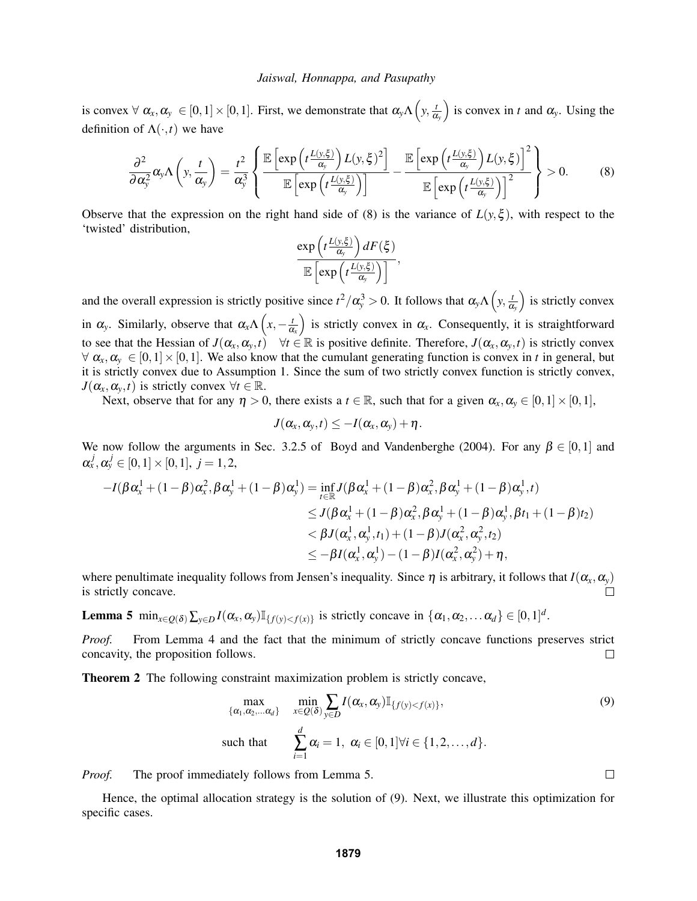is convex $\forall\ \alpha_x, \alpha_y\ \in [0,1] \times [0,1]$. First, we demonstrate that $\alpha_y \Lambda\left(y, \frac{t}{\alpha_y}\right)$ is convex in $t$ and $\alpha_y$. Using the definition of $\Lambda(\cdot, t)$ we have

$$\frac{\partial^2}{\partial \alpha_y^2} \alpha_y \Lambda\left(y, \frac{t}{\alpha_y}\right) = \frac{t^2}{\alpha_y^3} \left\{ \frac{\mathbb{E}\left[\exp\left(t\frac{L(y,\xi)}{\alpha_y}\right) L(y,\xi)^2\right]}{\mathbb{E}\left[\exp\left(t\frac{L(y,\xi)}{\alpha_y}\right)\right]} - \frac{\mathbb{E}\left[\exp\left(t\frac{L(y,\xi)}{\alpha_y}\right) L(y,\xi)\right]^2}{\mathbb{E}\left[\exp\left(t\frac{L(y,\xi)}{\alpha_y}\right)\right]^2} \right\} > 0. \tag{8}$$

Observe that the expression on the right hand side of (8) is the variance of $L(y, \xi)$, with respect to the 'twisted' distribution,

$$\frac{\exp\left(t\frac{L(y,\xi)}{\alpha_y}\right) dF(\xi)}{\mathbb{E}\left[\exp\left(t\frac{L(y,\xi)}{\alpha_y}\right)\right]},$$

and the overall expression is strictly positive since $t^2/\alpha_y^3 > 0$. It follows that $\alpha_y \Lambda\left(y, \frac{t}{\alpha_y}\right)$ is strictly convex in $\alpha_y$. Similarly, observe that $\alpha_x \Lambda\left(x, -\frac{t}{\alpha_x}\right)$ is strictly convex in $\alpha_x$. Consequently, it is straightforward to see that the Hessian of $J(\alpha_x, \alpha_y, t) \quad \forall t \in \mathbb{R}$ is positive definite. Therefore, $J(\alpha_x, \alpha_y, t)$ is strictly convex $\forall\ \alpha_x, \alpha_y\ \in [0,1] \times [0,1]$. We also know that the cumulant generating function is convex in $t$ in general, but it is strictly convex due to Assumption 1. Since the sum of two strictly convex function is strictly convex, $J(\alpha_x, \alpha_y, t)$ is strictly convex $\forall t \in \mathbb{R}$.

Next, observe that for any $\eta > 0$, there exists a $t \in \mathbb{R}$, such that for a given $\alpha_x, \alpha_y \in [0,1] \times [0,1]$,

$$J(\alpha_x, \alpha_y, t) \leq -I(\alpha_x, \alpha_y) + \eta.$$

We now follow the arguments in Sec. 3.2.5 of Boyd and Vandenberghe (2004). For any $\beta \in [0,1]$ and $\alpha_x^j, \alpha_y^j \in [0,1] \times [0,1],\ j = 1,2,$

$$\begin{aligned}
-I(\beta\alpha_x^1 + (1-\beta)\alpha_x^2, \beta\alpha_y^1 + (1-\beta)\alpha_y^1) &= \inf_{t \in \mathbb{R}} J(\beta\alpha_x^1 + (1-\beta)\alpha_x^2, \beta\alpha_y^1 + (1-\beta)\alpha_y^1, t) \\
&\leq J(\beta\alpha_x^1 + (1-\beta)\alpha_x^2, \beta\alpha_y^1 + (1-\beta)\alpha_y^1, \beta t_1 + (1-\beta)t_2) \\
&< \beta J(\alpha_x^1, \alpha_y^1, t_1) + (1-\beta) J(\alpha_x^2, \alpha_y^2, t_2) \\
&\leq -\beta I(\alpha_x^1, \alpha_y^1) - (1-\beta) I(\alpha_x^2, \alpha_y^2) + \eta,
\end{aligned}$$

where penultimate inequality follows from Jensen's inequality. Since $\eta$ is arbitrary, it follows that $I(\alpha_x, \alpha_y)$ is strictly concave. □

**Lemma 5** $\min_{x \in Q(\delta)} \sum_{y \in D} I(\alpha_x, \alpha_y) \mathbb{I}_{\{f(y) < f(x)\}}$ is strictly concave in $\{\alpha_1, \alpha_2, \ldots \alpha_d\} \in [0,1]^d$.

*Proof.* From Lemma 4 and the fact that the minimum of strictly concave functions preserves strict concavity, the proposition follows. □

**Theorem 2** The following constraint maximization problem is strictly concave,

$$\begin{aligned}
&\max_{\{\alpha_1, \alpha_2, \ldots \alpha_d\}} \quad \min_{x \in Q(\delta)} \sum_{y \in D} I(\alpha_x, \alpha_y) \mathbb{I}_{\{f(y) < f(x)\}}, \\
&\text{such that} \qquad \sum_{i=1}^{d} \alpha_i = 1,\ \alpha_i \in [0,1] \forall i \in \{1, 2, \ldots, d\}.
\end{aligned} \tag{9}$$

*Proof.* The proof immediately follows from Lemma 5. □

Hence, the optimal allocation strategy is the solution of (9). Next, we illustrate this optimization for specific cases.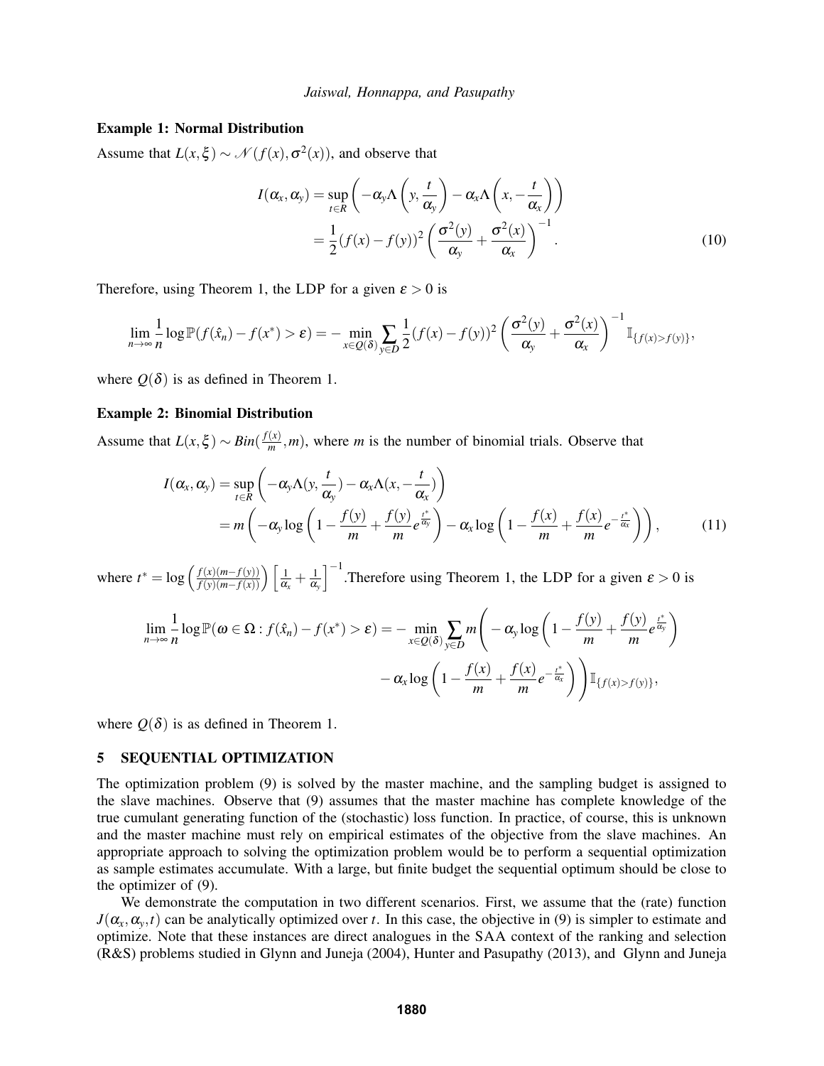### Example 1: Normal Distribution

Assume that $L(x,\xi) \sim \mathcal{N}(f(x), \sigma^2(x))$, and observe that

$$
\begin{aligned}
I(\alpha_x, \alpha_y) &= \sup_{t \in R} \left( -\alpha_y \Lambda\left(y, \frac{t}{\alpha_y}\right) - \alpha_x \Lambda\left(x, -\frac{t}{\alpha_x}\right) \right) \\
&= \frac{1}{2}(f(x) - f(y))^2 \left( \frac{\sigma^2(y)}{\alpha_y} + \frac{\sigma^2(x)}{\alpha_x} \right)^{-1}.
\end{aligned} \tag{10}
$$

Therefore, using Theorem 1, the LDP for a given $\varepsilon > 0$ is

$$
\lim_{n\to\infty} \frac{1}{n} \log \mathbb{P}(f(\hat{x}_n) - f(x^*) > \varepsilon) = -\min_{x \in Q(\delta)} \sum_{y \in D} \frac{1}{2}(f(x) - f(y))^2 \left( \frac{\sigma^2(y)}{\alpha_y} + \frac{\sigma^2(x)}{\alpha_x} \right)^{-1} \mathbb{I}_{\{f(x) > f(y)\}},
$$

where $Q(\delta)$ is as defined in Theorem 1.

### Example 2: Binomial Distribution

Assume that $L(x,\xi) \sim Bin(\frac{f(x)}{m}, m)$, where $m$ is the number of binomial trials. Observe that

$$
\begin{aligned}
I(\alpha_x, \alpha_y) &= \sup_{t \in R} \left( -\alpha_y \Lambda(y, \frac{t}{\alpha_y}) - \alpha_x \Lambda(x, -\frac{t}{\alpha_x}) \right) \\
&= m\left( -\alpha_y \log\left(1 - \frac{f(y)}{m} + \frac{f(y)}{m} e^{\frac{t^*}{\alpha_y}}\right) - \alpha_x \log\left(1 - \frac{f(x)}{m} + \frac{f(x)}{m} e^{-\frac{t^*}{\alpha_x}}\right) \right),
\end{aligned} \tag{11}
$$

where $t^* = \log\left(\frac{f(x)(m-f(y))}{f(y)(m-f(x))}\right)\left[\frac{1}{\alpha_x} + \frac{1}{\alpha_y}\right]^{-1}$.Therefore using Theorem 1, the LDP for a given $\varepsilon > 0$ is

$$
\begin{aligned}
\lim_{n\to\infty} \frac{1}{n} \log \mathbb{P}(\omega \in \Omega : f(\hat{x}_n) - f(x^*) > \varepsilon) = -\min_{x \in Q(\delta)} \sum_{y \in D} m \Bigg( &-\alpha_y \log\left(1 - \frac{f(y)}{m} + \frac{f(y)}{m} e^{\frac{t^*}{\alpha_y}}\right) \\
&- \alpha_x \log\left(1 - \frac{f(x)}{m} + \frac{f(x)}{m} e^{-\frac{t^*}{\alpha_x}}\right) \Bigg) \mathbb{I}_{\{f(x) > f(y)\}},
\end{aligned}
$$

where $Q(\delta)$ is as defined in Theorem 1.

## 5 SEQUENTIAL OPTIMIZATION

The optimization problem (9) is solved by the master machine, and the sampling budget is assigned to the slave machines. Observe that (9) assumes that the master machine has complete knowledge of the true cumulant generating function of the (stochastic) loss function. In practice, of course, this is unknown and the master machine must rely on empirical estimates of the objective from the slave machines. An appropriate approach to solving the optimization problem would be to perform a sequential optimization as sample estimates accumulate. With a large, but finite budget the sequential optimum should be close to the optimizer of (9).

We demonstrate the computation in two different scenarios. First, we assume that the (rate) function $J(\alpha_x, \alpha_y, t)$ can be analytically optimized over $t$. In this case, the objective in (9) is simpler to estimate and optimize. Note that these instances are direct analogues in the SAA context of the ranking and selection (R&S) problems studied in Glynn and Juneja (2004), Hunter and Pasupathy (2013), and Glynn and Juneja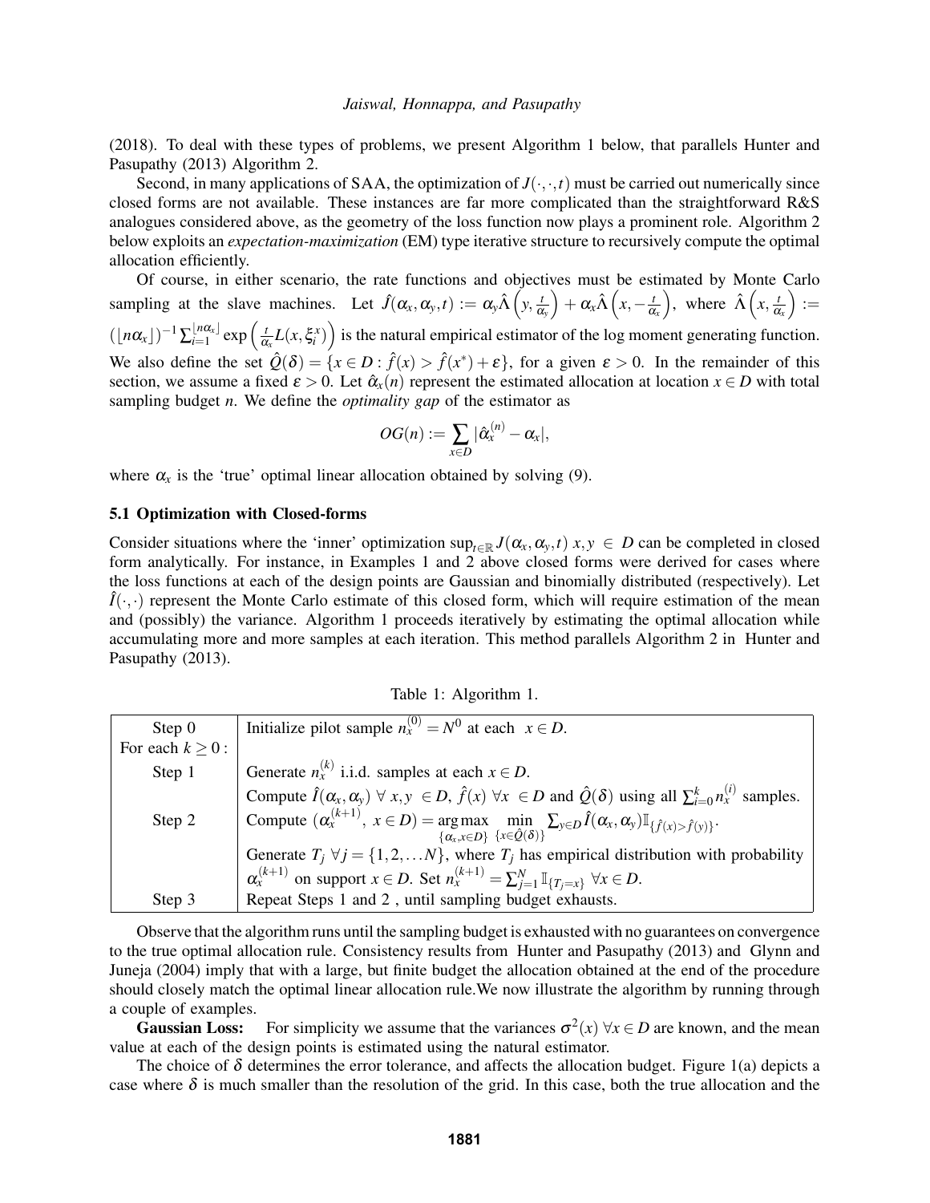(2018). To deal with these types of problems, we present Algorithm 1 below, that parallels Hunter and Pasupathy (2013) Algorithm 2.

Second, in many applications of SAA, the optimization of $J(\cdot,\cdot,t)$ must be carried out numerically since closed forms are not available. These instances are far more complicated than the straightforward R&S analogues considered above, as the geometry of the loss function now plays a prominent role. Algorithm 2 below exploits an *expectation-maximization* (EM) type iterative structure to recursively compute the optimal allocation efficiently.

Of course, in either scenario, the rate functions and objectives must be estimated by Monte Carlo sampling at the slave machines. Let $\hat{J}(\alpha_x,\alpha_y,t) := \alpha_y \hat{\Lambda}\left(y, \frac{t}{\alpha_y}\right) + \alpha_x \hat{\Lambda}\left(x, -\frac{t}{\alpha_x}\right)$, where $\hat{\Lambda}\left(x, \frac{t}{\alpha_x}\right) := (\lfloor n\alpha_x \rfloor)^{-1} \sum_{i=1}^{\lfloor n\alpha_x \rfloor} \exp\left(\frac{t}{\alpha_x} L(x,\xi_i^x)\right)$ is the natural empirical estimator of the log moment generating function. We also define the set $\hat{Q}(\delta) = \{x \in D : \hat{f}(x) > \hat{f}(x^*) + \varepsilon\}$, for a given $\varepsilon > 0$. In the remainder of this section, we assume a fixed $\varepsilon > 0$. Let $\hat{\alpha}_x(n)$ represent the estimated allocation at location $x \in D$ with total sampling budget $n$. We define the *optimality gap* of the estimator as

$$OG(n) := \sum_{x \in D} |\hat{\alpha}_x^{(n)} - \alpha_x|,$$

where $\alpha_x$ is the 'true' optimal linear allocation obtained by solving (9).

### 5.1 Optimization with Closed-forms

Consider situations where the 'inner' optimization $\sup_{t\in\mathbb{R}} J(\alpha_x,\alpha_y,t)$ $x,y \in D$ can be completed in closed form analytically. For instance, in Examples 1 and 2 above closed forms were derived for cases where the loss functions at each of the design points are Gaussian and binomially distributed (respectively). Let $\hat{I}(\cdot,\cdot)$ represent the Monte Carlo estimate of this closed form, which will require estimation of the mean and (possibly) the variance. Algorithm 1 proceeds iteratively by estimating the optimal allocation while accumulating more and more samples at each iteration. This method parallels Algorithm 2 in Hunter and Pasupathy (2013).

Table 1: Algorithm 1.

| | |
|---|---|
| Step 0 | Initialize pilot sample $n_x^{(0)} = N^0$ at each $x \in D$. |
| For each $k \geq 0$ : | |
| Step 1 | Generate $n_x^{(k)}$ i.i.d. samples at each $x \in D$. |
| | Compute $\hat{I}(\alpha_x,\alpha_y)$ $\forall$ $x,y \in D$, $\hat{f}(x)$ $\forall x \in D$ and $\hat{Q}(\delta)$ using all $\sum_{i=0}^{k} n_x^{(i)}$ samples. |
| Step 2 | Compute $(\alpha_x^{(k+1)},\ x \in D) = \underset{\{\alpha_x, x\in D\}}{\arg\max} \ \min_{\{x\in\hat{Q}(\delta)\}} \sum_{y\in D} \hat{I}(\alpha_x,\alpha_y) \mathbb{I}_{\{\hat{f}(x)>\hat{f}(y)\}}$. |
| | Generate $T_j$ $\forall j = \{1,2,\ldots N\}$, where $T_j$ has empirical distribution with probability $\alpha_x^{(k+1)}$ on support $x \in D$. Set $n_x^{(k+1)} = \sum_{j=1}^{N} \mathbb{I}_{\{T_j = x\}}$ $\forall x \in D$. |
| Step 3 | Repeat Steps 1 and 2 , until sampling budget exhausts. |

Observe that the algorithm runs until the sampling budget is exhausted with no guarantees on convergence to the true optimal allocation rule. Consistency results from Hunter and Pasupathy (2013) and Glynn and Juneja (2004) imply that with a large, but finite budget the allocation obtained at the end of the procedure should closely match the optimal linear allocation rule.We now illustrate the algorithm by running through a couple of examples.

**Gaussian Loss:** For simplicity we assume that the variances $\sigma^2(x)$ $\forall x \in D$ are known, and the mean value at each of the design points is estimated using the natural estimator.

The choice of $\delta$ determines the error tolerance, and affects the allocation budget. Figure 1(a) depicts a case where $\delta$ is much smaller than the resolution of the grid. In this case, both the true allocation and the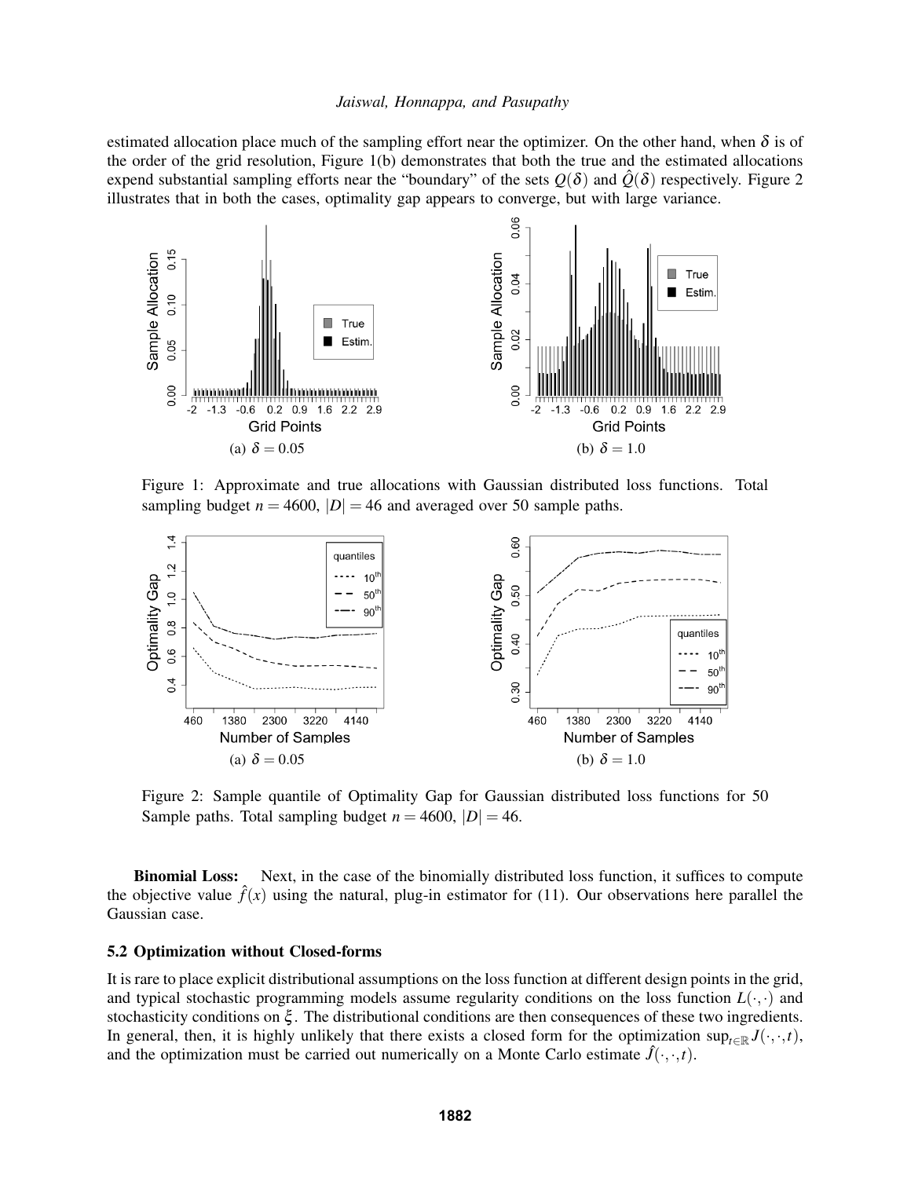estimated allocation place much of the sampling effort near the optimizer. On the other hand, when $\delta$ is of the order of the grid resolution, Figure 1(b) demonstrates that both the true and the estimated allocations expend substantial sampling efforts near the "boundary" of the sets $Q(\delta)$ and $\hat{Q}(\delta)$ respectively. Figure 2 illustrates that in both the cases, optimality gap appears to converge, but with large variance.

(a) $\delta = 0.05$

(b) $\delta = 1.0$

Figure 1: Approximate and true allocations with Gaussian distributed loss functions. Total sampling budget $n = 4600$, $|D| = 46$ and averaged over 50 sample paths.

(a) $\delta = 0.05$

(b) $\delta = 1.0$

Figure 2: Sample quantile of Optimality Gap for Gaussian distributed loss functions for 50 Sample paths. Total sampling budget $n = 4600$, $|D| = 46$.

**Binomial Loss:** Next, in the case of the binomially distributed loss function, it suffices to compute the objective value $\hat{f}(x)$ using the natural, plug-in estimator for (11). Our observations here parallel the Gaussian case.

### 5.2 Optimization without Closed-forms

It is rare to place explicit distributional assumptions on the loss function at different design points in the grid, and typical stochastic programming models assume regularity conditions on the loss function $L(\cdot,\cdot)$ and stochasticity conditions on $\xi$. The distributional conditions are then consequences of these two ingredients. In general, then, it is highly unlikely that there exists a closed form for the optimization $\sup_{t \in \mathbb{R}} J(\cdot,\cdot,t)$, and the optimization must be carried out numerically on a Monte Carlo estimate $\hat{J}(\cdot,\cdot,t)$.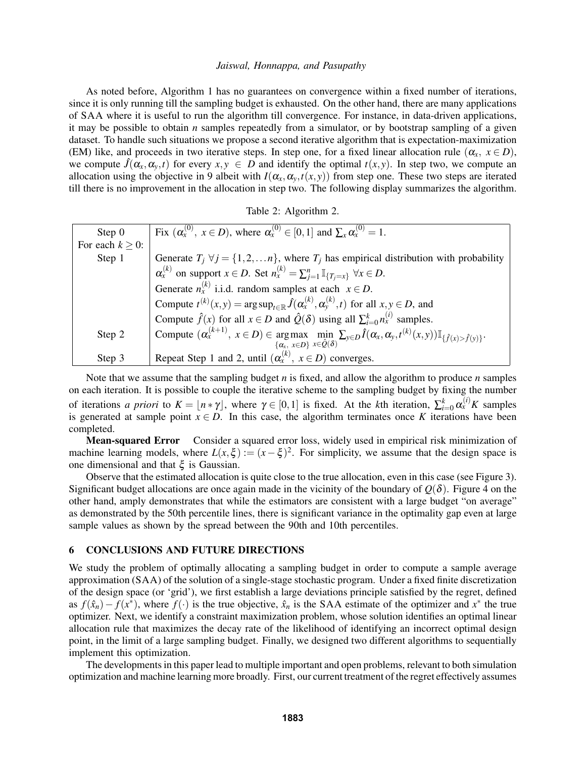As noted before, Algorithm 1 has no guarantees on convergence within a fixed number of iterations, since it is only running till the sampling budget is exhausted. On the other hand, there are many applications of SAA where it is useful to run the algorithm till convergence. For instance, in data-driven applications, it may be possible to obtain $n$ samples repeatedly from a simulator, or by bootstrap sampling of a given dataset. To handle such situations we propose a second iterative algorithm that is expectation-maximization (EM) like, and proceeds in two iterative steps. In step one, for a fixed linear allocation rule $(\alpha_x,\ x \in D)$, we compute $\hat{J}(\alpha_x, \alpha_y, t)$ for every $x, y \in D$ and identify the optimal $t(x,y)$. In step two, we compute an allocation using the objective in 9 albeit with $I(\alpha_x, \alpha_y, t(x,y))$ from step one. These two steps are iterated till there is no improvement in the allocation in step two. The following display summarizes the algorithm.

Table 2: Algorithm 2.

| | |
|---|---|
| Step 0 | Fix $(\alpha_x^{(0)},\ x \in D)$, where $\alpha_x^{(0)} \in [0,1]$ and $\sum_x \alpha_x^{(0)} = 1$. |
| For each $k \geq 0$: | |
| Step 1 | Generate $T_j\ \forall j = \{1, 2, \ldots n\}$, where $T_j$ has empirical distribution with probability $\alpha_x^{(k)}$ on support $x \in D$. Set $n_x^{(k)} = \sum_{j=1}^{n} \mathbb{I}_{\{T_j = x\}}\ \forall x \in D$. |
| | Generate $n_x^{(k)}$ i.i.d. random samples at each $x \in D$. |
| | Compute $t^{(k)}(x,y) = \arg\sup_{t \in \mathbb{R}} \hat{J}(\alpha_x^{(k)}, \alpha_y^{(k)}, t)$ for all $x, y \in D$, and |
| | Compute $\hat{f}(x)$ for all $x \in D$ and $\hat{Q}(\delta)$ using all $\sum_{i=0}^{k} n_x^{(i)}$ samples. |
| Step 2 | Compute $(\alpha_x^{(k+1)},\ x \in D) \in \underset{\{\alpha_x,\ x \in D\}}{\arg\max} \ \underset{x \in \hat{Q}(\delta)}{\min} \sum_{y \in D} \hat{I}(\alpha_x, \alpha_y, t^{(k)}(x,y)) \mathbb{I}_{\{\hat{f}(x) > \hat{f}(y)\}}$. |
| Step 3 | Repeat Step 1 and 2, until $(\alpha_x^{(k)},\ x \in D)$ converges. |

Note that we assume that the sampling budget $n$ is fixed, and allow the algorithm to produce $n$ samples on each iteration. It is possible to couple the iterative scheme to the sampling budget by fixing the number of iterations *a priori* to $K = \lfloor n * \gamma \rfloor$, where $\gamma \in [0,1]$ is fixed. At the $k$th iteration, $\sum_{i=0}^{k} \alpha_x^{(i)} K$ samples is generated at sample point $x \in D$. In this case, the algorithm terminates once $K$ iterations have been completed.

**Mean-squared Error** Consider a squared error loss, widely used in empirical risk minimization of machine learning models, where $L(x, \xi) := (x - \xi)^2$. For simplicity, we assume that the design space is one dimensional and that $\xi$ is Gaussian.

Observe that the estimated allocation is quite close to the true allocation, even in this case (see Figure 3). Significant budget allocations are once again made in the vicinity of the boundary of $Q(\delta)$. Figure 4 on the other hand, amply demonstrates that while the estimators are consistent with a large budget "on average" as demonstrated by the 50th percentile lines, there is significant variance in the optimality gap even at large sample values as shown by the spread between the 90th and 10th percentiles.

## 6 CONCLUSIONS AND FUTURE DIRECTIONS

We study the problem of optimally allocating a sampling budget in order to compute a sample average approximation (SAA) of the solution of a single-stage stochastic program. Under a fixed finite discretization of the design space (or 'grid'), we first establish a large deviations principle satisfied by the regret, defined as $f(\hat{x}_n) - f(x^*)$, where $f(\cdot)$ is the true objective, $\hat{x}_n$ is the SAA estimate of the optimizer and $x^*$ the true optimizer. Next, we identify a constraint maximization problem, whose solution identifies an optimal linear allocation rule that maximizes the decay rate of the likelihood of identifying an incorrect optimal design point, in the limit of a large sampling budget. Finally, we designed two different algorithms to sequentially implement this optimization.

The developments in this paper lead to multiple important and open problems, relevant to both simulation optimization and machine learning more broadly. First, our current treatment of the regret effectively assumes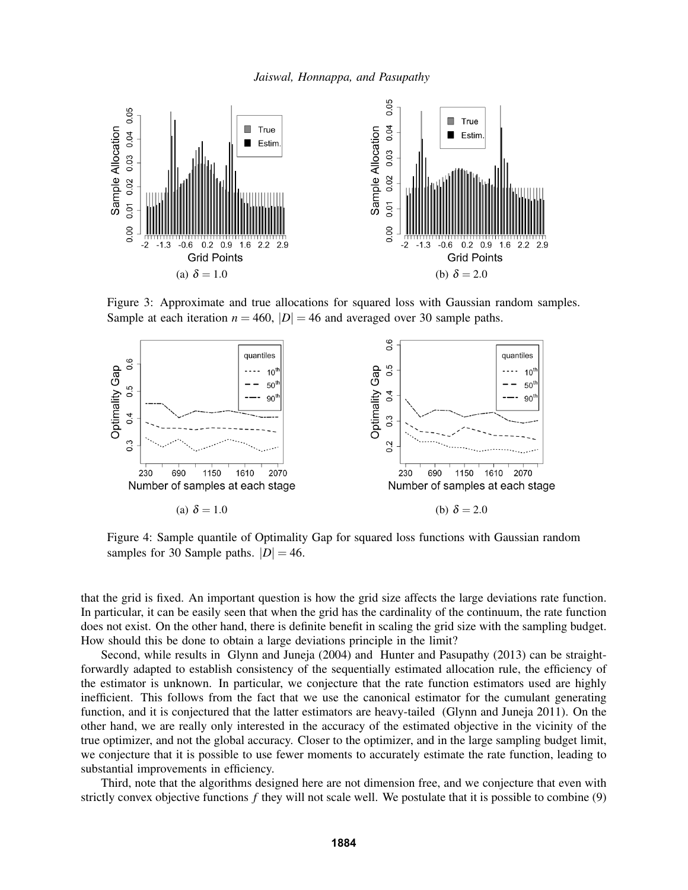(a) $\delta = 1.0$

(b) $\delta = 2.0$

Figure 3: Approximate and true allocations for squared loss with Gaussian random samples. Sample at each iteration $n = 460$, $|D| = 46$ and averaged over 30 sample paths.

(a) $\delta = 1.0$

(b) $\delta = 2.0$

Figure 4: Sample quantile of Optimality Gap for squared loss functions with Gaussian random samples for 30 Sample paths. $|D| = 46$.

that the grid is fixed. An important question is how the grid size affects the large deviations rate function. In particular, it can be easily seen that when the grid has the cardinality of the continuum, the rate function does not exist. On the other hand, there is definite benefit in scaling the grid size with the sampling budget. How should this be done to obtain a large deviations principle in the limit?

Second, while results in Glynn and Juneja (2004) and Hunter and Pasupathy (2013) can be straightforwardly adapted to establish consistency of the sequentially estimated allocation rule, the efficiency of the estimator is unknown. In particular, we conjecture that the rate function estimators used are highly inefficient. This follows from the fact that we use the canonical estimator for the cumulant generating function, and it is conjectured that the latter estimators are heavy-tailed (Glynn and Juneja 2011). On the other hand, we are really only interested in the accuracy of the estimated objective in the vicinity of the true optimizer, and not the global accuracy. Closer to the optimizer, and in the large sampling budget limit, we conjecture that it is possible to use fewer moments to accurately estimate the rate function, leading to substantial improvements in efficiency.

Third, note that the algorithms designed here are not dimension free, and we conjecture that even with strictly convex objective functions $f$ they will not scale well. We postulate that it is possible to combine (9)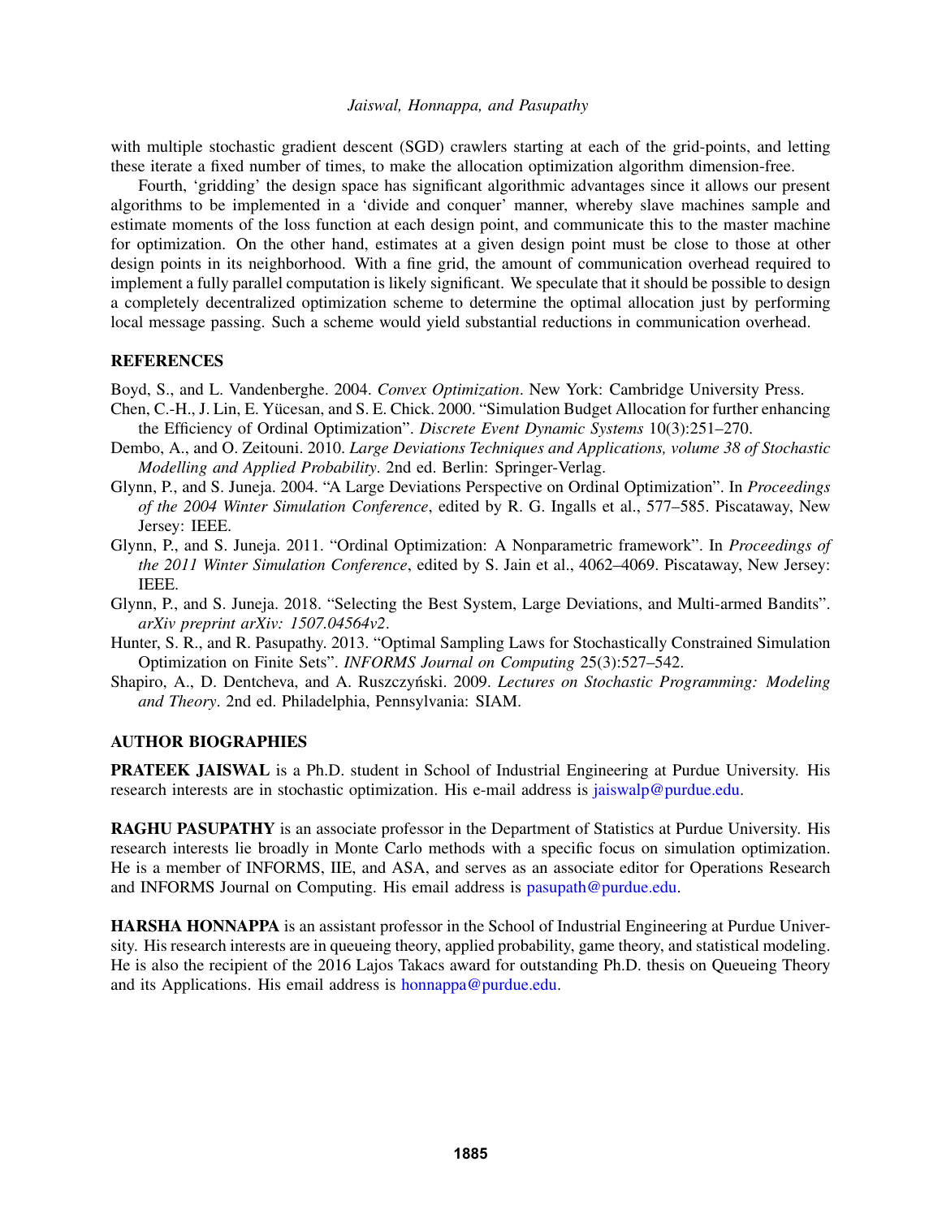with multiple stochastic gradient descent (SGD) crawlers starting at each of the grid-points, and letting these iterate a fixed number of times, to make the allocation optimization algorithm dimension-free.

Fourth, 'gridding' the design space has significant algorithmic advantages since it allows our present algorithms to be implemented in a 'divide and conquer' manner, whereby slave machines sample and estimate moments of the loss function at each design point, and communicate this to the master machine for optimization. On the other hand, estimates at a given design point must be close to those at other design points in its neighborhood. With a fine grid, the amount of communication overhead required to implement a fully parallel computation is likely significant. We speculate that it should be possible to design a completely decentralized optimization scheme to determine the optimal allocation just by performing local message passing. Such a scheme would yield substantial reductions in communication overhead.

## REFERENCES

Boyd, S., and L. Vandenberghe. 2004. *Convex Optimization*. New York: Cambridge University Press.

Chen, C.-H., J. Lin, E. Yücesan, and S. E. Chick. 2000. "Simulation Budget Allocation for further enhancing the Efficiency of Ordinal Optimization". *Discrete Event Dynamic Systems* 10(3):251–270.

Dembo, A., and O. Zeitouni. 2010. *Large Deviations Techniques and Applications, volume 38 of Stochastic Modelling and Applied Probability*. 2nd ed. Berlin: Springer-Verlag.

Glynn, P., and S. Juneja. 2004. "A Large Deviations Perspective on Ordinal Optimization". In *Proceedings of the 2004 Winter Simulation Conference*, edited by R. G. Ingalls et al., 577–585. Piscataway, New Jersey: IEEE.

Glynn, P., and S. Juneja. 2011. "Ordinal Optimization: A Nonparametric framework". In *Proceedings of the 2011 Winter Simulation Conference*, edited by S. Jain et al., 4062–4069. Piscataway, New Jersey: IEEE.

Glynn, P., and S. Juneja. 2018. "Selecting the Best System, Large Deviations, and Multi-armed Bandits". *arXiv preprint arXiv: 1507.04564v2*.

Hunter, S. R., and R. Pasupathy. 2013. "Optimal Sampling Laws for Stochastically Constrained Simulation Optimization on Finite Sets". *INFORMS Journal on Computing* 25(3):527–542.

Shapiro, A., D. Dentcheva, and A. Ruszczyński. 2009. *Lectures on Stochastic Programming: Modeling and Theory*. 2nd ed. Philadelphia, Pennsylvania: SIAM.

## AUTHOR BIOGRAPHIES

**PRATEEK JAISWAL** is a Ph.D. student in School of Industrial Engineering at Purdue University. His research interests are in stochastic optimization. His e-mail address is jaiswalp@purdue.edu.

**RAGHU PASUPATHY** is an associate professor in the Department of Statistics at Purdue University. His research interests lie broadly in Monte Carlo methods with a specific focus on simulation optimization. He is a member of INFORMS, IIE, and ASA, and serves as an associate editor for Operations Research and INFORMS Journal on Computing. His email address is pasupath@purdue.edu.

**HARSHA HONNAPPA** is an assistant professor in the School of Industrial Engineering at Purdue University. His research interests are in queueing theory, applied probability, game theory, and statistical modeling. He is also the recipient of the 2016 Lajos Takacs award for outstanding Ph.D. thesis on Queueing Theory and its Applications. His email address is honnappa@purdue.edu.